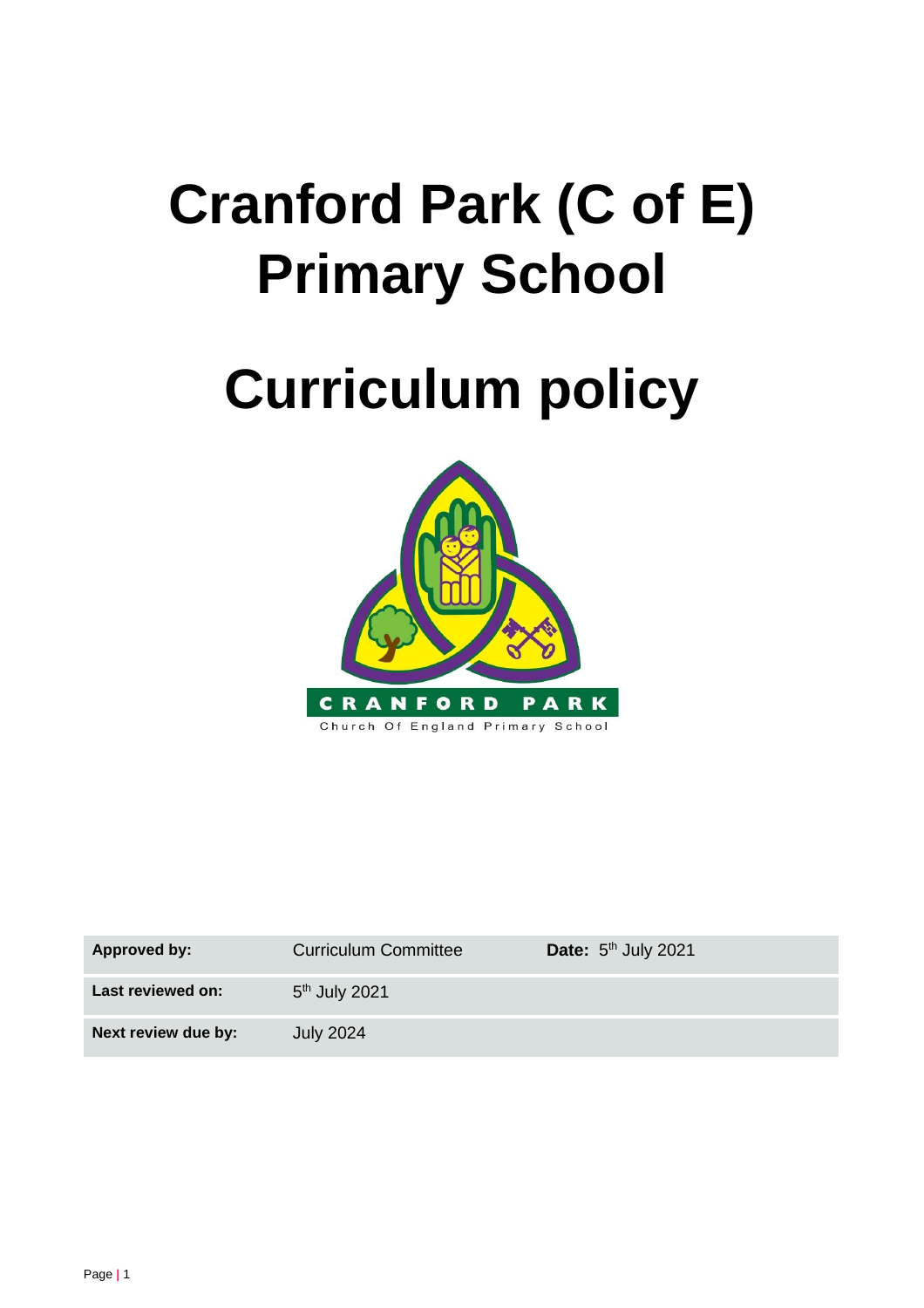# Cranford Park (C of E) Primary School

# Curriculum policy

| Approved by: | Curriculum Committee | Date: 5th July 2021 |
|---|---|---|
| Last reviewed on: | 5th July 2021 | |
| Next review due by: | July 2024 | |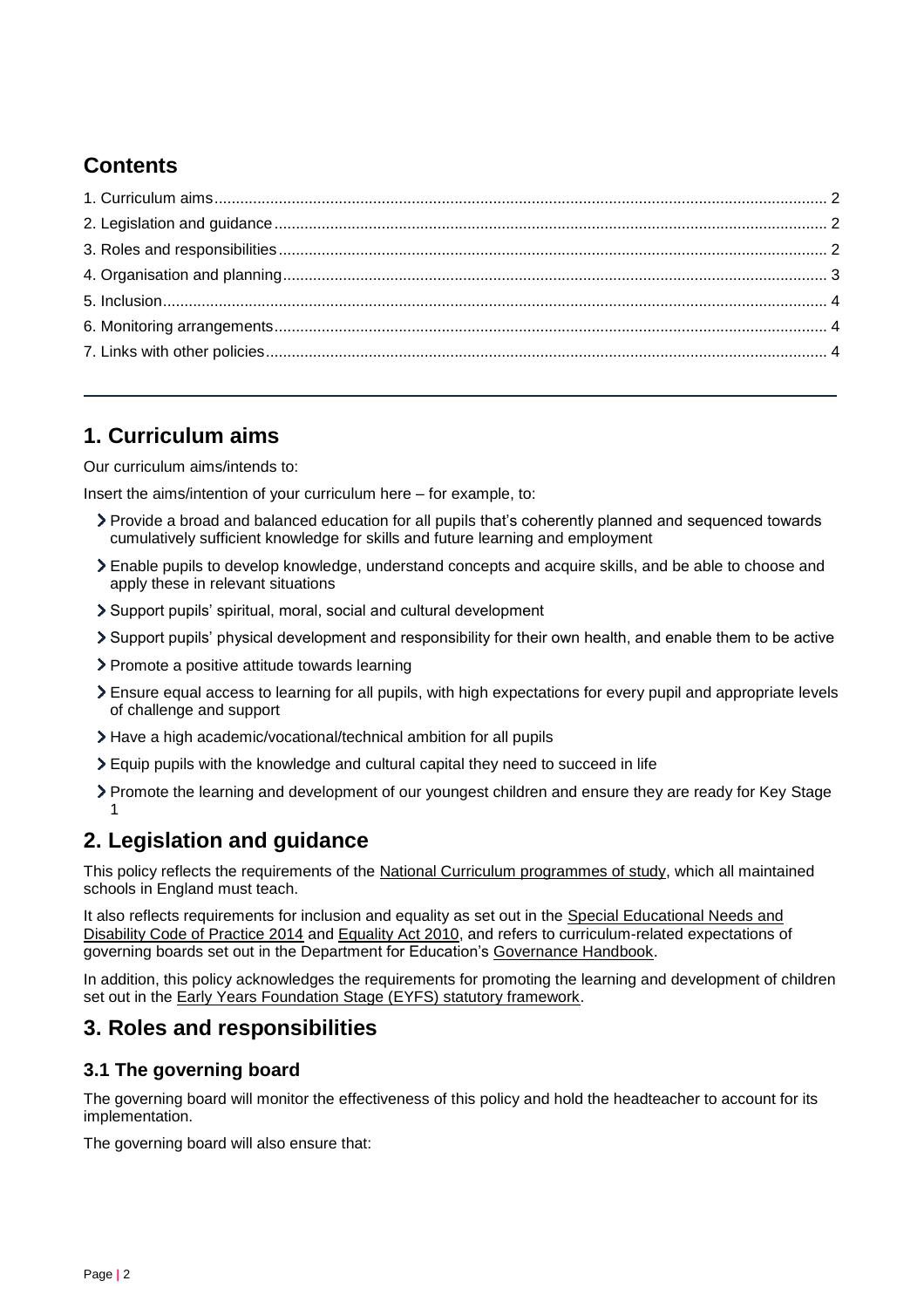## Contents

1. Curriculum aims ........ 2
2. Legislation and guidance ........ 2
3. Roles and responsibilities ........ 2
4. Organisation and planning ........ 3
5. Inclusion ........ 4
6. Monitoring arrangements ........ 4
7. Links with other policies ........ 4

---

## 1. Curriculum aims

Our curriculum aims/intends to:

Insert the aims/intention of your curriculum here – for example, to:

- Provide a broad and balanced education for all pupils that's coherently planned and sequenced towards cumulatively sufficient knowledge for skills and future learning and employment
- Enable pupils to develop knowledge, understand concepts and acquire skills, and be able to choose and apply these in relevant situations
- Support pupils' spiritual, moral, social and cultural development
- Support pupils' physical development and responsibility for their own health, and enable them to be active
- Promote a positive attitude towards learning
- Ensure equal access to learning for all pupils, with high expectations for every pupil and appropriate levels of challenge and support
- Have a high academic/vocational/technical ambition for all pupils
- Equip pupils with the knowledge and cultural capital they need to succeed in life
- Promote the learning and development of our youngest children and ensure they are ready for Key Stage 1

## 2. Legislation and guidance

This policy reflects the requirements of the National Curriculum programmes of study, which all maintained schools in England must teach.

It also reflects requirements for inclusion and equality as set out in the Special Educational Needs and Disability Code of Practice 2014 and Equality Act 2010, and refers to curriculum-related expectations of governing boards set out in the Department for Education's Governance Handbook.

In addition, this policy acknowledges the requirements for promoting the learning and development of children set out in the Early Years Foundation Stage (EYFS) statutory framework.

## 3. Roles and responsibilities

### 3.1 The governing board

The governing board will monitor the effectiveness of this policy and hold the headteacher to account for its implementation.

The governing board will also ensure that: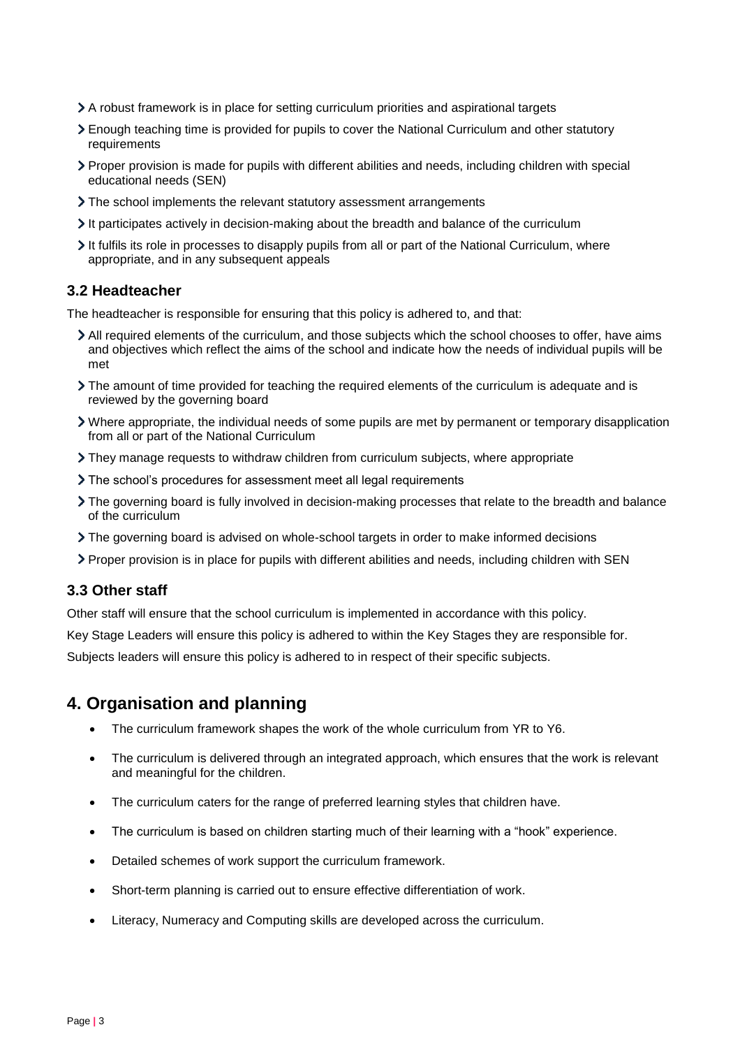- A robust framework is in place for setting curriculum priorities and aspirational targets
- Enough teaching time is provided for pupils to cover the National Curriculum and other statutory requirements
- Proper provision is made for pupils with different abilities and needs, including children with special educational needs (SEN)
- The school implements the relevant statutory assessment arrangements
- It participates actively in decision-making about the breadth and balance of the curriculum
- It fulfils its role in processes to disapply pupils from all or part of the National Curriculum, where appropriate, and in any subsequent appeals

### 3.2 Headteacher

The headteacher is responsible for ensuring that this policy is adhered to, and that:

- All required elements of the curriculum, and those subjects which the school chooses to offer, have aims and objectives which reflect the aims of the school and indicate how the needs of individual pupils will be met
- The amount of time provided for teaching the required elements of the curriculum is adequate and is reviewed by the governing board
- Where appropriate, the individual needs of some pupils are met by permanent or temporary disapplication from all or part of the National Curriculum
- They manage requests to withdraw children from curriculum subjects, where appropriate
- The school's procedures for assessment meet all legal requirements
- The governing board is fully involved in decision-making processes that relate to the breadth and balance of the curriculum
- The governing board is advised on whole-school targets in order to make informed decisions
- Proper provision is in place for pupils with different abilities and needs, including children with SEN

### 3.3 Other staff

Other staff will ensure that the school curriculum is implemented in accordance with this policy.

Key Stage Leaders will ensure this policy is adhered to within the Key Stages they are responsible for.

Subjects leaders will ensure this policy is adhered to in respect of their specific subjects.

## 4. Organisation and planning

- The curriculum framework shapes the work of the whole curriculum from YR to Y6.
- The curriculum is delivered through an integrated approach, which ensures that the work is relevant and meaningful for the children.
- The curriculum caters for the range of preferred learning styles that children have.
- The curriculum is based on children starting much of their learning with a "hook" experience.
- Detailed schemes of work support the curriculum framework.
- Short-term planning is carried out to ensure effective differentiation of work.
- Literacy, Numeracy and Computing skills are developed across the curriculum.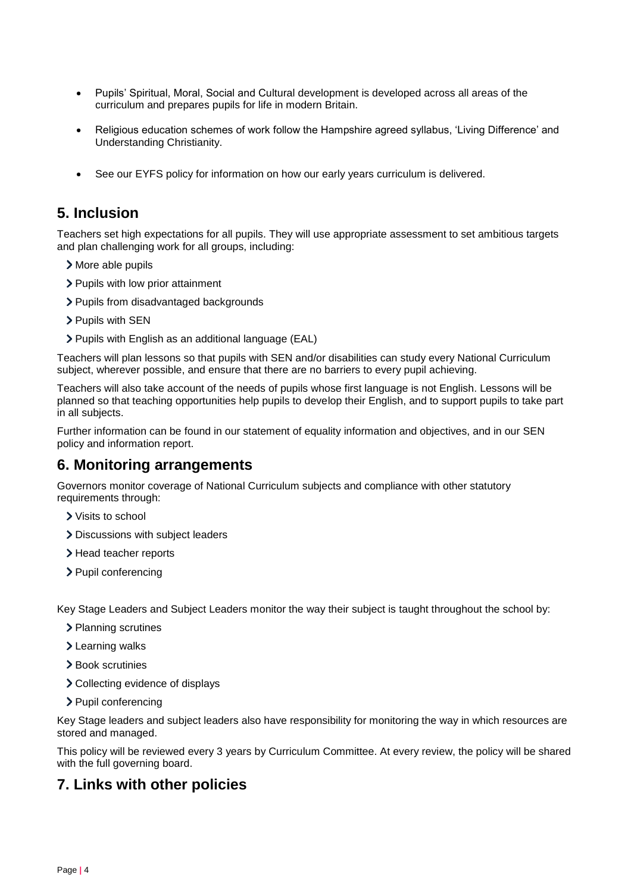- Pupils' Spiritual, Moral, Social and Cultural development is developed across all areas of the curriculum and prepares pupils for life in modern Britain.
- Religious education schemes of work follow the Hampshire agreed syllabus, 'Living Difference' and Understanding Christianity.
- See our EYFS policy for information on how our early years curriculum is delivered.

## 5. Inclusion

Teachers set high expectations for all pupils. They will use appropriate assessment to set ambitious targets and plan challenging work for all groups, including:

- More able pupils
- Pupils with low prior attainment
- Pupils from disadvantaged backgrounds
- Pupils with SEN
- Pupils with English as an additional language (EAL)

Teachers will plan lessons so that pupils with SEN and/or disabilities can study every National Curriculum subject, wherever possible, and ensure that there are no barriers to every pupil achieving.

Teachers will also take account of the needs of pupils whose first language is not English. Lessons will be planned so that teaching opportunities help pupils to develop their English, and to support pupils to take part in all subjects.

Further information can be found in our statement of equality information and objectives, and in our SEN policy and information report.

## 6. Monitoring arrangements

Governors monitor coverage of National Curriculum subjects and compliance with other statutory requirements through:

- Visits to school
- Discussions with subject leaders
- Head teacher reports
- Pupil conferencing

Key Stage Leaders and Subject Leaders monitor the way their subject is taught throughout the school by:

- Planning scrutines
- Learning walks
- Book scrutinies
- Collecting evidence of displays
- Pupil conferencing

Key Stage leaders and subject leaders also have responsibility for monitoring the way in which resources are stored and managed.

This policy will be reviewed every 3 years by Curriculum Committee. At every review, the policy will be shared with the full governing board.

## 7. Links with other policies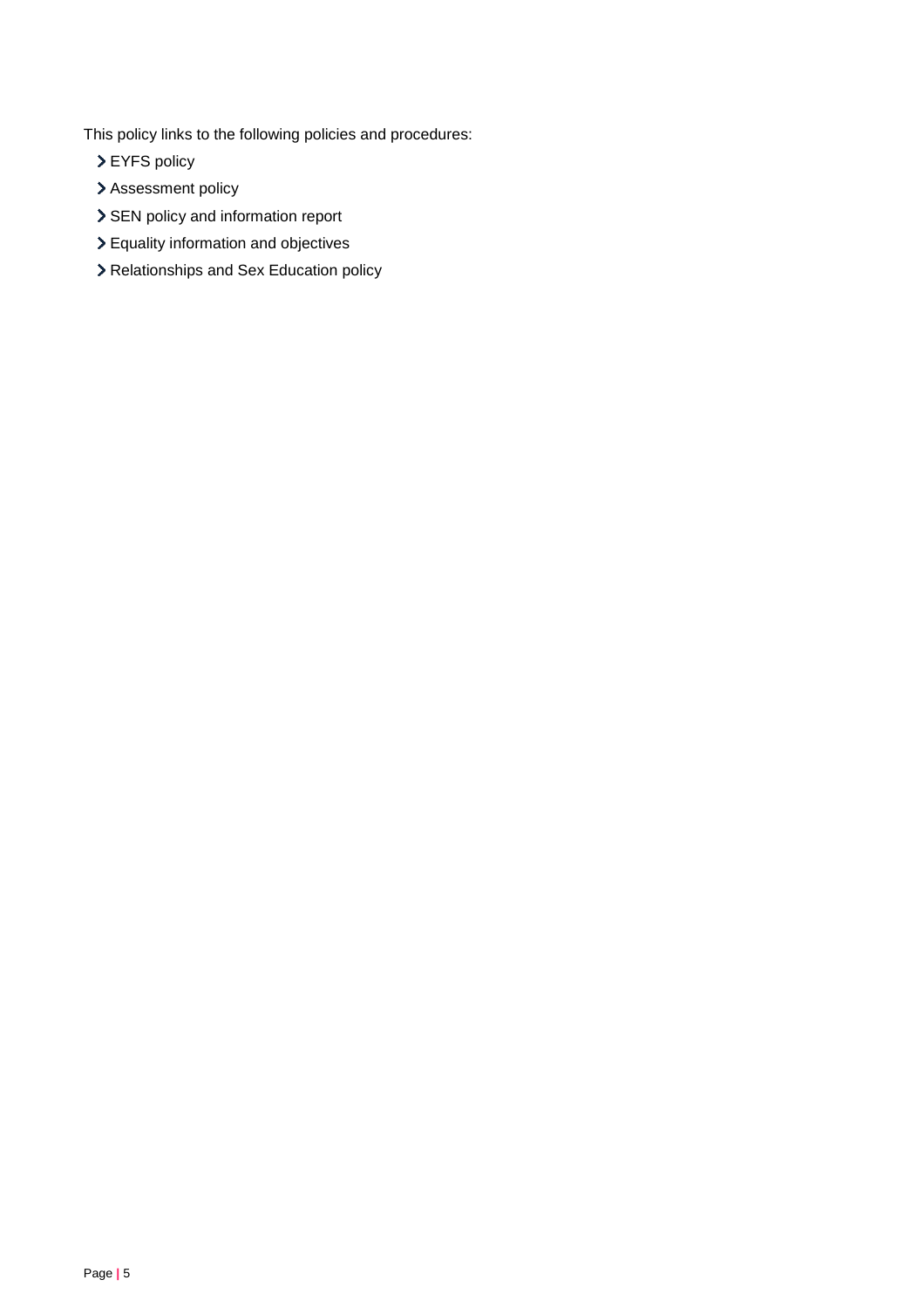This policy links to the following policies and procedures:

- EYFS policy
- Assessment policy
- SEN policy and information report
- Equality information and objectives
- Relationships and Sex Education policy